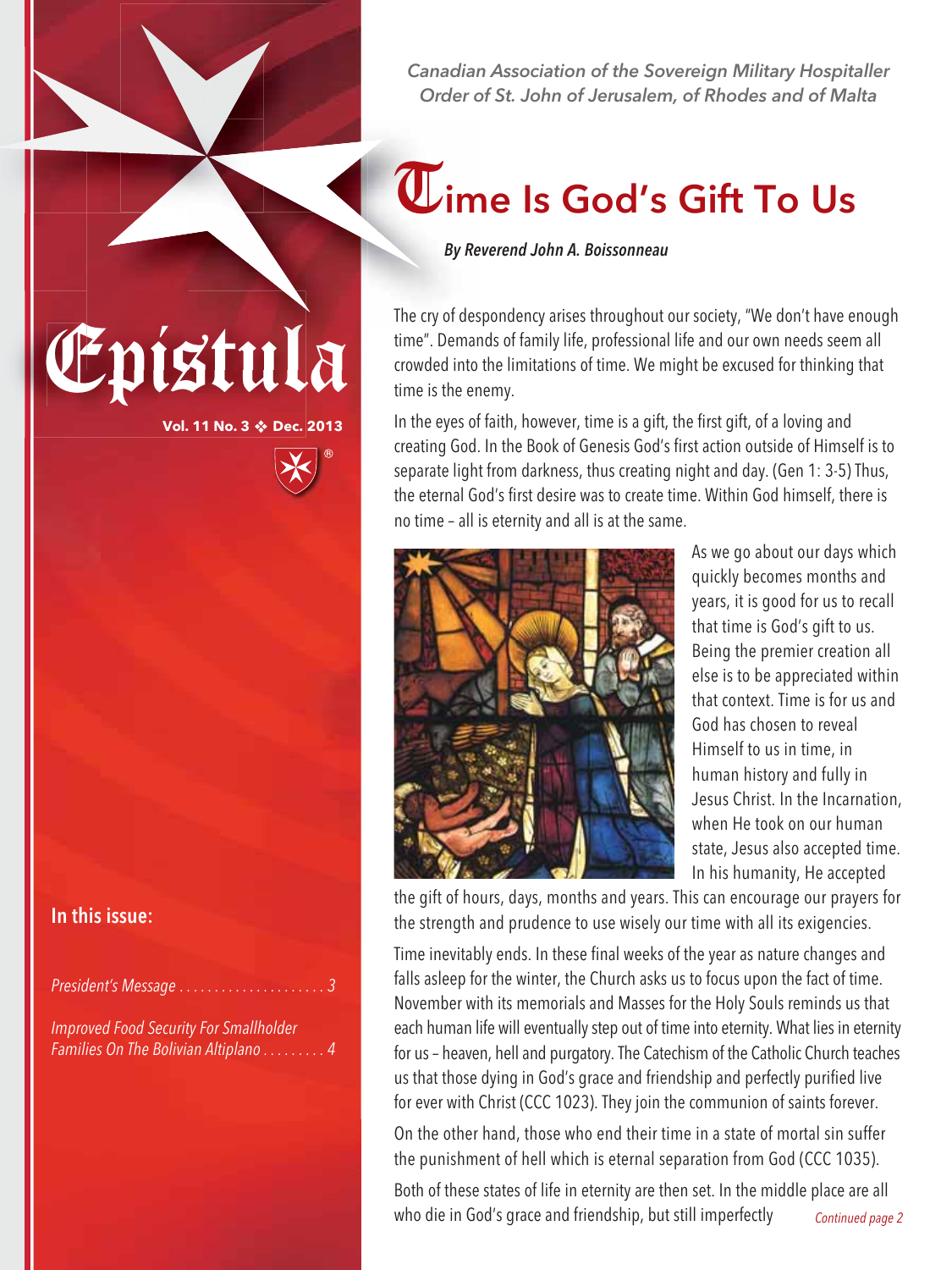# Epistula

**Vol. 11 No. 3 ❖ Dec. 2013**

## In this issue:

*President's Message . . . . . . . . . . . . . . . . . . . . 3*

*Improved Food Security For Smallholder Families On The Bolivian Altiplano . . . . . . . . . 4*

*Canadian Association of the Sovereign Military Hospitaller Order of St. John of Jerusalem, of Rhodes and of Malta*

# Time Is God's Gift To Us

***By Reverend John A. Boissonneau***

The cry of despondency arises throughout our society, "We don't have enough time". Demands of family life, professional life and our own needs seem all crowded into the limitations of time. We might be excused for thinking that time is the enemy.

In the eyes of faith, however, time is a gift, the first gift, of a loving and creating God. In the Book of Genesis God's first action outside of Himself is to separate light from darkness, thus creating night and day. (Gen 1: 3-5) Thus, the eternal God's first desire was to create time. Within God himself, there is no time – all is eternity and all is at the same.

As we go about our days which quickly becomes months and years, it is good for us to recall that time is God's gift to us. Being the premier creation all else is to be appreciated within that context. Time is for us and God has chosen to reveal Himself to us in time, in human history and fully in Jesus Christ. In the Incarnation, when He took on our human state, Jesus also accepted time. In his humanity, He accepted the gift of hours, days, months and years. This can encourage our prayers for the strength and prudence to use wisely our time with all its exigencies.

Time inevitably ends. In these final weeks of the year as nature changes and falls asleep for the winter, the Church asks us to focus upon the fact of time. November with its memorials and Masses for the Holy Souls reminds us that each human life will eventually step out of time into eternity. What lies in eternity for us – heaven, hell and purgatory. The Catechism of the Catholic Church teaches us that those dying in God's grace and friendship and perfectly purified live for ever with Christ (CCC 1023). They join the communion of saints forever.

On the other hand, those who end their time in a state of mortal sin suffer the punishment of hell which is eternal separation from God (CCC 1035).

Both of these states of life in eternity are then set. In the middle place are all who die in God's grace and friendship, but still imperfectly *Continued page 2*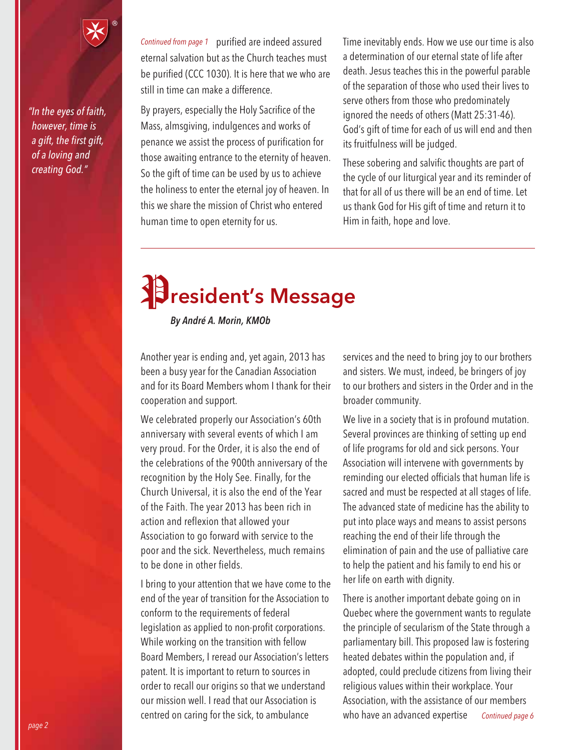*"In the eyes of faith, however, time is a gift, the first gift, of a loving and creating God."*

*Continued from page 1* purified are indeed assured eternal salvation but as the Church teaches must be purified (CCC 1030). It is here that we who are still in time can make a difference.

By prayers, especially the Holy Sacrifice of the Mass, almsgiving, indulgences and works of penance we assist the process of purification for those awaiting entrance to the eternity of heaven. So the gift of time can be used by us to achieve the holiness to enter the eternal joy of heaven. In this we share the mission of Christ who entered human time to open eternity for us.

Time inevitably ends. How we use our time is also a determination of our eternal state of life after death. Jesus teaches this in the powerful parable of the separation of those who used their lives to serve others from those who predominately ignored the needs of others (Matt 25:31-46). God's gift of time for each of us will end and then its fruitfulness will be judged.

These sobering and salvific thoughts are part of the cycle of our liturgical year and its reminder of that for all of us there will be an end of time. Let us thank God for His gift of time and return it to Him in faith, hope and love.

# President's Message

***By André A. Morin, KMOb***

Another year is ending and, yet again, 2013 has been a busy year for the Canadian Association and for its Board Members whom I thank for their cooperation and support.

We celebrated properly our Association's 60th anniversary with several events of which I am very proud. For the Order, it is also the end of the celebrations of the 900th anniversary of the recognition by the Holy See. Finally, for the Church Universal, it is also the end of the Year of the Faith. The year 2013 has been rich in action and reflexion that allowed your Association to go forward with service to the poor and the sick. Nevertheless, much remains to be done in other fields.

I bring to your attention that we have come to the end of the year of transition for the Association to conform to the requirements of federal legislation as applied to non-profit corporations. While working on the transition with fellow Board Members, I reread our Association's letters patent. It is important to return to sources in order to recall our origins so that we understand our mission well. I read that our Association is centred on caring for the sick, to ambulance services and the need to bring joy to our brothers and sisters. We must, indeed, be bringers of joy to our brothers and sisters in the Order and in the broader community.

We live in a society that is in profound mutation. Several provinces are thinking of setting up end of life programs for old and sick persons. Your Association will intervene with governments by reminding our elected officials that human life is sacred and must be respected at all stages of life. The advanced state of medicine has the ability to put into place ways and means to assist persons reaching the end of their life through the elimination of pain and the use of palliative care to help the patient and his family to end his or her life on earth with dignity.

There is another important debate going on in Quebec where the government wants to regulate the principle of secularism of the State through a parliamentary bill. This proposed law is fostering heated debates within the population and, if adopted, could preclude citizens from living their religious values within their workplace. Your Association, with the assistance of our members who have an advanced expertise *Continued page 6*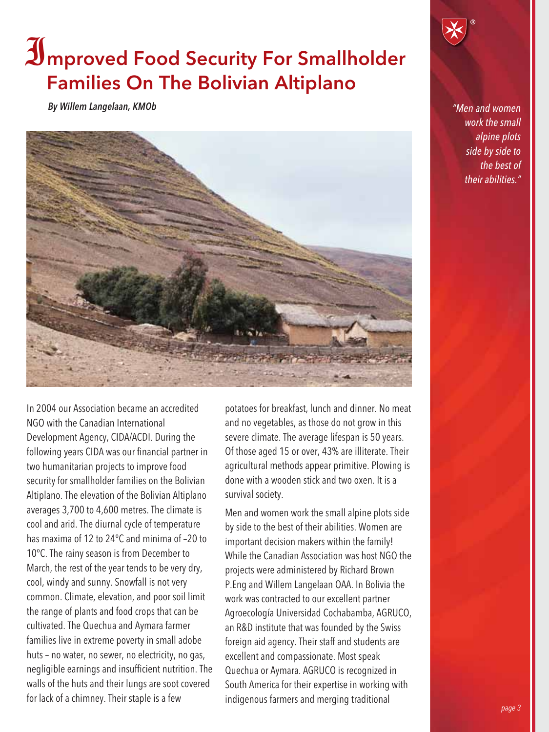# Improved Food Security For Smallholder Families On The Bolivian Altiplano

***By Willem Langelaan, KMOb***

*"Men and women work the small alpine plots side by side to the best of their abilities."*

In 2004 our Association became an accredited NGO with the Canadian International Development Agency, CIDA/ACDI. During the following years CIDA was our financial partner in two humanitarian projects to improve food security for smallholder families on the Bolivian Altiplano. The elevation of the Bolivian Altiplano averages 3,700 to 4,600 metres. The climate is cool and arid. The diurnal cycle of temperature has maxima of 12 to 24°C and minima of –20 to 10°C. The rainy season is from December to March, the rest of the year tends to be very dry, cool, windy and sunny. Snowfall is not very common. Climate, elevation, and poor soil limit the range of plants and food crops that can be cultivated. The Quechua and Aymara farmer families live in extreme poverty in small adobe huts – no water, no sewer, no electricity, no gas, negligible earnings and insufficient nutrition. The walls of the huts and their lungs are soot covered for lack of a chimney. Their staple is a few potatoes for breakfast, lunch and dinner. No meat and no vegetables, as those do not grow in this severe climate. The average lifespan is 50 years. Of those aged 15 or over, 43% are illiterate. Their agricultural methods appear primitive. Plowing is done with a wooden stick and two oxen. It is a survival society.

Men and women work the small alpine plots side by side to the best of their abilities. Women are important decision makers within the family! While the Canadian Association was host NGO the projects were administered by Richard Brown P.Eng and Willem Langelaan OAA. In Bolivia the work was contracted to our excellent partner Agroecología Universidad Cochabamba, AGRUCO, an R&D institute that was founded by the Swiss foreign aid agency. Their staff and students are excellent and compassionate. Most speak Quechua or Aymara. AGRUCO is recognized in South America for their expertise in working with indigenous farmers and merging traditional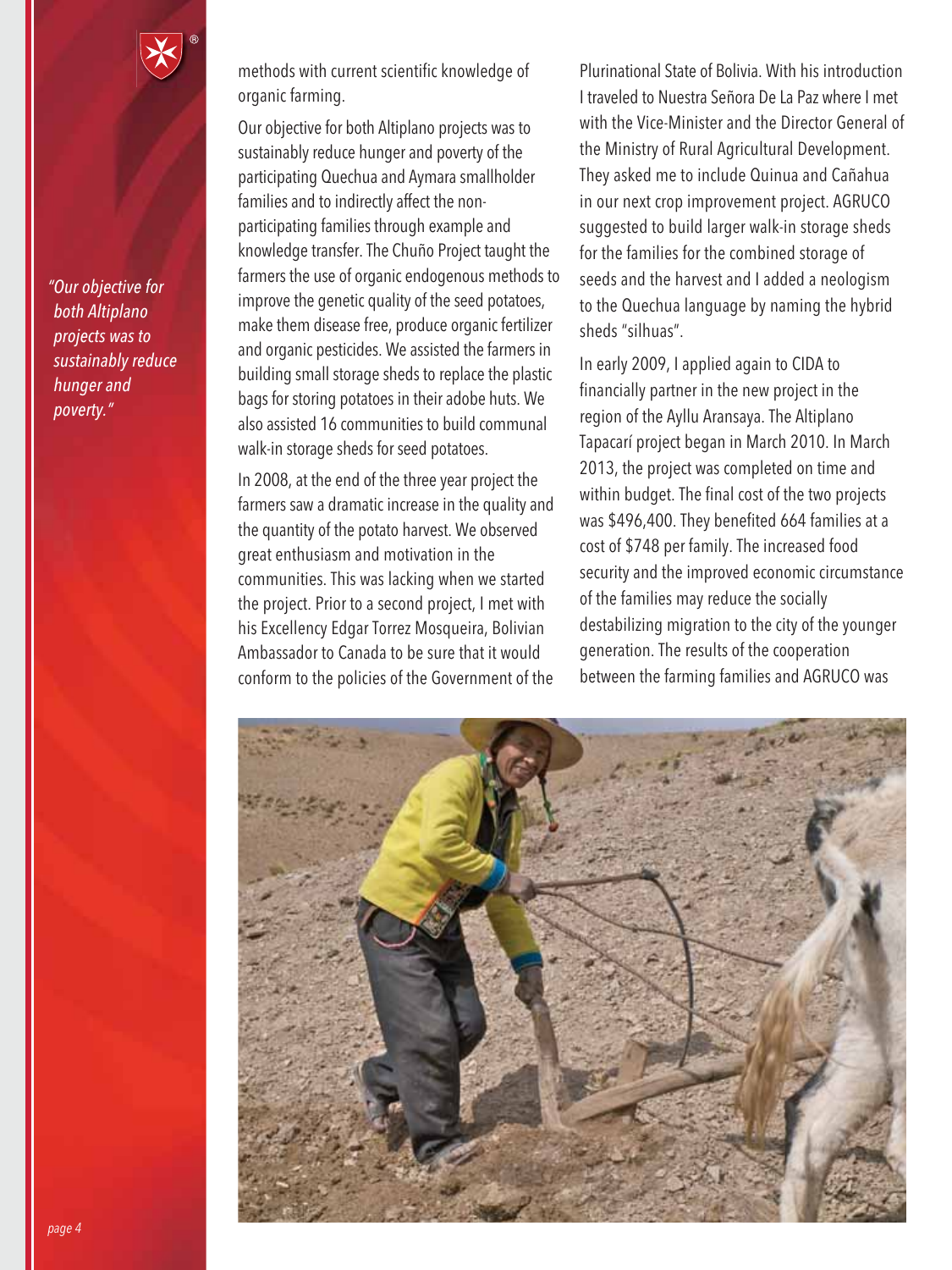methods with current scientific knowledge of organic farming.

Our objective for both Altiplano projects was to sustainably reduce hunger and poverty of the participating Quechua and Aymara smallholder families and to indirectly affect the non-participating families through example and knowledge transfer. The Chuño Project taught the farmers the use of organic endogenous methods to improve the genetic quality of the seed potatoes, make them disease free, produce organic fertilizer and organic pesticides. We assisted the farmers in building small storage sheds to replace the plastic bags for storing potatoes in their adobe huts. We also assisted 16 communities to build communal walk-in storage sheds for seed potatoes.

*"Our objective for both Altiplano projects was to sustainably reduce hunger and poverty."*

In 2008, at the end of the three year project the farmers saw a dramatic increase in the quality and the quantity of the potato harvest. We observed great enthusiasm and motivation in the communities. This was lacking when we started the project. Prior to a second project, I met with his Excellency Edgar Torrez Mosqueira, Bolivian Ambassador to Canada to be sure that it would conform to the policies of the Government of the Plurinational State of Bolivia. With his introduction I traveled to Nuestra Señora De La Paz where I met with the Vice-Minister and the Director General of the Ministry of Rural Agricultural Development. They asked me to include Quinua and Cañahua in our next crop improvement project. AGRUCO suggested to build larger walk-in storage sheds for the families for the combined storage of seeds and the harvest and I added a neologism to the Quechua language by naming the hybrid sheds "silhuas".

In early 2009, I applied again to CIDA to financially partner in the new project in the region of the Ayllu Aransaya. The Altiplano Tapacarí project began in March 2010. In March 2013, the project was completed on time and within budget. The final cost of the two projects was $496,400. They benefited 664 families at a cost of $748 per family. The increased food security and the improved economic circumstance of the families may reduce the socially destabilizing migration to the city of the younger generation. The results of the cooperation between the farming families and AGRUCO was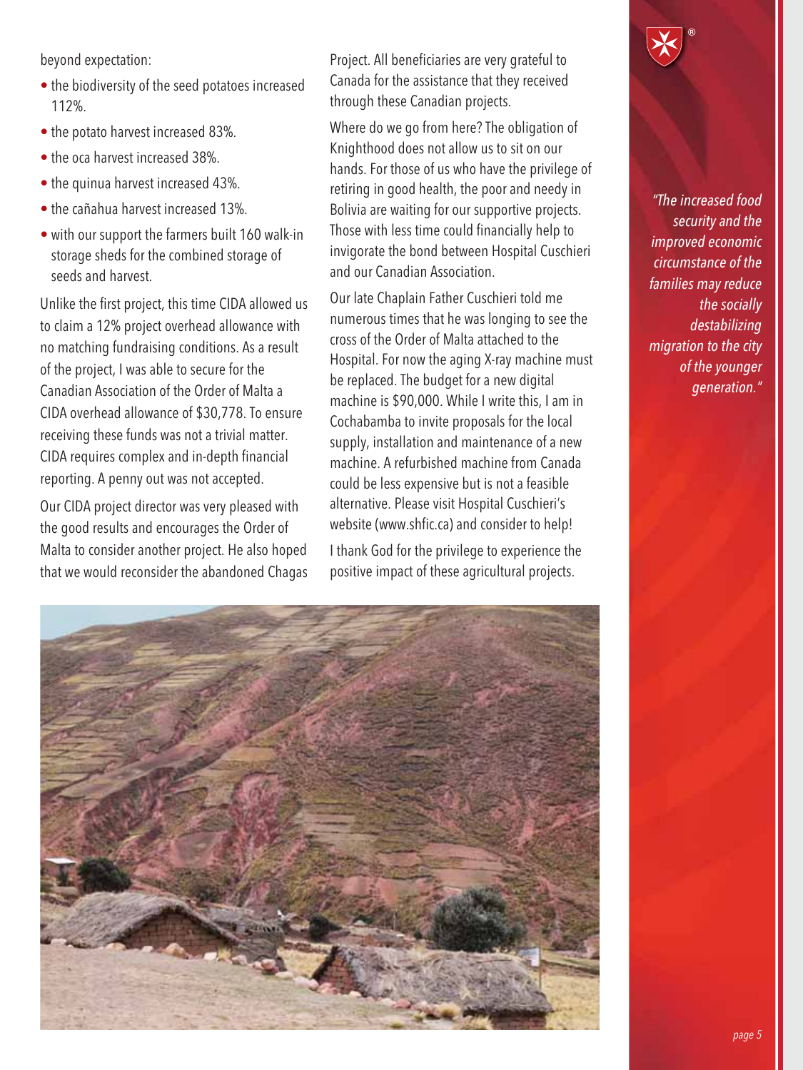beyond expectation:

- the biodiversity of the seed potatoes increased 112%.
- the potato harvest increased 83%.
- the oca harvest increased 38%.
- the quinua harvest increased 43%.
- the cañahua harvest increased 13%.
- with our support the farmers built 160 walk-in storage sheds for the combined storage of seeds and harvest.

Unlike the first project, this time CIDA allowed us to claim a 12% project overhead allowance with no matching fundraising conditions. As a result of the project, I was able to secure for the Canadian Association of the Order of Malta a CIDA overhead allowance of $30,778. To ensure receiving these funds was not a trivial matter. CIDA requires complex and in-depth financial reporting. A penny out was not accepted.

Our CIDA project director was very pleased with the good results and encourages the Order of Malta to consider another project. He also hoped that we would reconsider the abandoned Chagas Project. All beneficiaries are very grateful to Canada for the assistance that they received through these Canadian projects.

Where do we go from here? The obligation of Knighthood does not allow us to sit on our hands. For those of us who have the privilege of retiring in good health, the poor and needy in Bolivia are waiting for our supportive projects. Those with less time could financially help to invigorate the bond between Hospital Cuschieri and our Canadian Association.

Our late Chaplain Father Cuschieri told me numerous times that he was longing to see the cross of the Order of Malta attached to the Hospital. For now the aging X-ray machine must be replaced. The budget for a new digital machine is $90,000. While I write this, I am in Cochabamba to invite proposals for the local supply, installation and maintenance of a new machine. A refurbished machine from Canada could be less expensive but is not a feasible alternative. Please visit Hospital Cuschieri's website (www.shfic.ca) and consider to help!

I thank God for the privilege to experience the positive impact of these agricultural projects.

*"The increased food security and the improved economic circumstance of the families may reduce the socially destabilizing migration to the city of the younger generation."*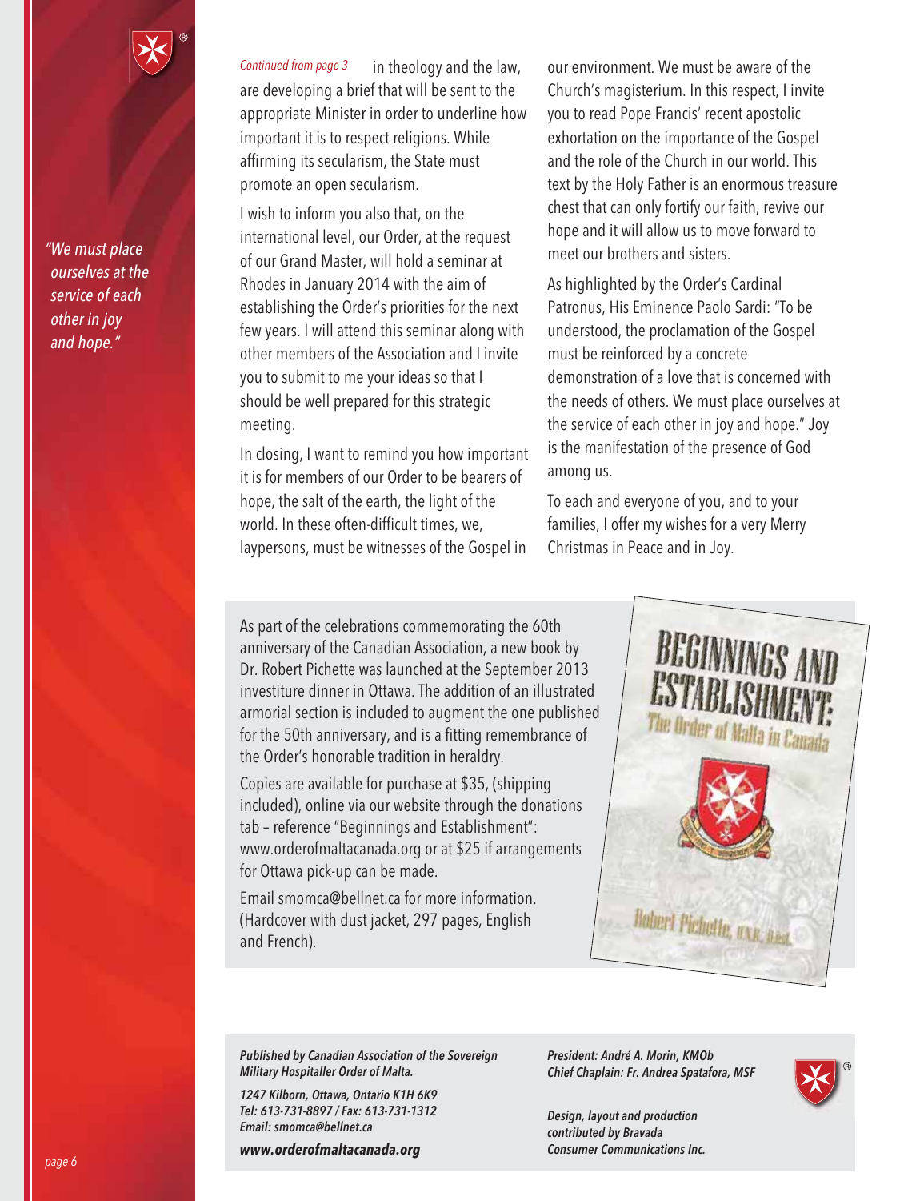*"We must place ourselves at the service of each other in joy and hope."*

*Continued from page 3* in theology and the law, are developing a brief that will be sent to the appropriate Minister in order to underline how important it is to respect religions. While affirming its secularism, the State must promote an open secularism.

I wish to inform you also that, on the international level, our Order, at the request of our Grand Master, will hold a seminar at Rhodes in January 2014 with the aim of establishing the Order's priorities for the next few years. I will attend this seminar along with other members of the Association and I invite you to submit to me your ideas so that I should be well prepared for this strategic meeting.

In closing, I want to remind you how important it is for members of our Order to be bearers of hope, the salt of the earth, the light of the world. In these often-difficult times, we, laypersons, must be witnesses of the Gospel in our environment. We must be aware of the Church's magisterium. In this respect, I invite you to read Pope Francis' recent apostolic exhortation on the importance of the Gospel and the role of the Church in our world. This text by the Holy Father is an enormous treasure chest that can only fortify our faith, revive our hope and it will allow us to move forward to meet our brothers and sisters.

As highlighted by the Order's Cardinal Patronus, His Eminence Paolo Sardi: "To be understood, the proclamation of the Gospel must be reinforced by a concrete demonstration of a love that is concerned with the needs of others. We must place ourselves at the service of each other in joy and hope." Joy is the manifestation of the presence of God among us.

To each and everyone of you, and to your families, I offer my wishes for a very Merry Christmas in Peace and in Joy.

As part of the celebrations commemorating the 60th anniversary of the Canadian Association, a new book by Dr. Robert Pichette was launched at the September 2013 investiture dinner in Ottawa. The addition of an illustrated armorial section is included to augment the one published for the 50th anniversary, and is a fitting remembrance of the Order's honorable tradition in heraldry.

Copies are available for purchase at $35, (shipping included), online via our website through the donations tab – reference "Beginnings and Establishment": www.orderofmaltacanada.org or at $25 if arrangements for Ottawa pick-up can be made.

Email smomca@bellnet.ca for more information. (Hardcover with dust jacket, 297 pages, English and French).

BEGINNINGS AND ESTABLISHMENT: The Order of Malta in Canada

Robert Pichette

***Published by Canadian Association of the Sovereign Military Hospitaller Order of Malta.***

***1247 Kilborn, Ottawa, Ontario K1H 6K9***
***Tel: 613-731-8897 / Fax: 613-731-1312***
***Email: smomca@bellnet.ca***

***www.orderofmaltacanada.org***

***President: André A. Morin, KMOb***
***Chief Chaplain: Fr. Andrea Spatafora, MSF***

***Design, layout and production contributed by Bravada Consumer Communications Inc.***